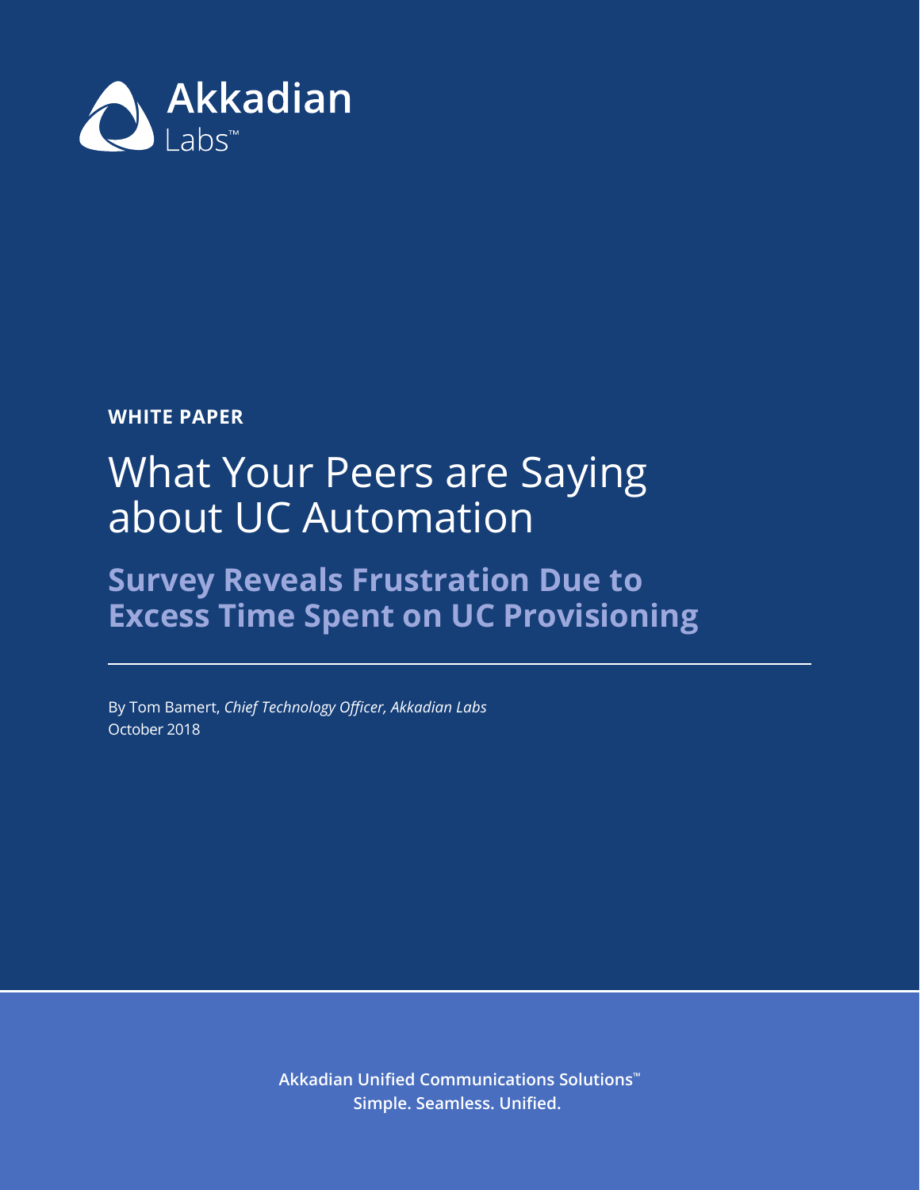Akkadian Labs™

**WHITE PAPER**

# What Your Peers are Saying about UC Automation

## Survey Reveals Frustration Due to Excess Time Spent on UC Provisioning

---

By Tom Bamert, *Chief Technology Officer, Akkadian Labs*
October 2018

**Akkadian Unified Communications Solutions™**
**Simple. Seamless. Unified.**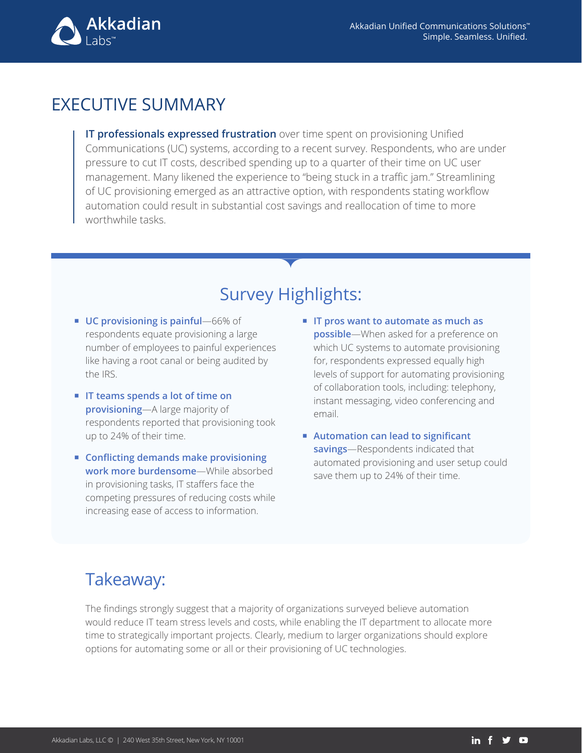# EXECUTIVE SUMMARY

**IT professionals expressed frustration** over time spent on provisioning Unified Communications (UC) systems, according to a recent survey. Respondents, who are under pressure to cut IT costs, described spending up to a quarter of their time on UC user management. Many likened the experience to "being stuck in a traffic jam." Streamlining of UC provisioning emerged as an attractive option, with respondents stating workflow automation could result in substantial cost savings and reallocation of time to more worthwhile tasks.

## Survey Highlights:

- **UC provisioning is painful**—66% of respondents equate provisioning a large number of employees to painful experiences like having a root canal or being audited by the IRS.
- **IT teams spends a lot of time on provisioning**—A large majority of respondents reported that provisioning took up to 24% of their time.
- **Conflicting demands make provisioning work more burdensome**—While absorbed in provisioning tasks, IT staffers face the competing pressures of reducing costs while increasing ease of access to information.
- **IT pros want to automate as much as possible**—When asked for a preference on which UC systems to automate provisioning for, respondents expressed equally high levels of support for automating provisioning of collaboration tools, including: telephony, instant messaging, video conferencing and email.
- **Automation can lead to significant savings**—Respondents indicated that automated provisioning and user setup could save them up to 24% of their time.

## Takeaway:

The findings strongly suggest that a majority of organizations surveyed believe automation would reduce IT team stress levels and costs, while enabling the IT department to allocate more time to strategically important projects. Clearly, medium to larger organizations should explore options for automating some or all or their provisioning of UC technologies.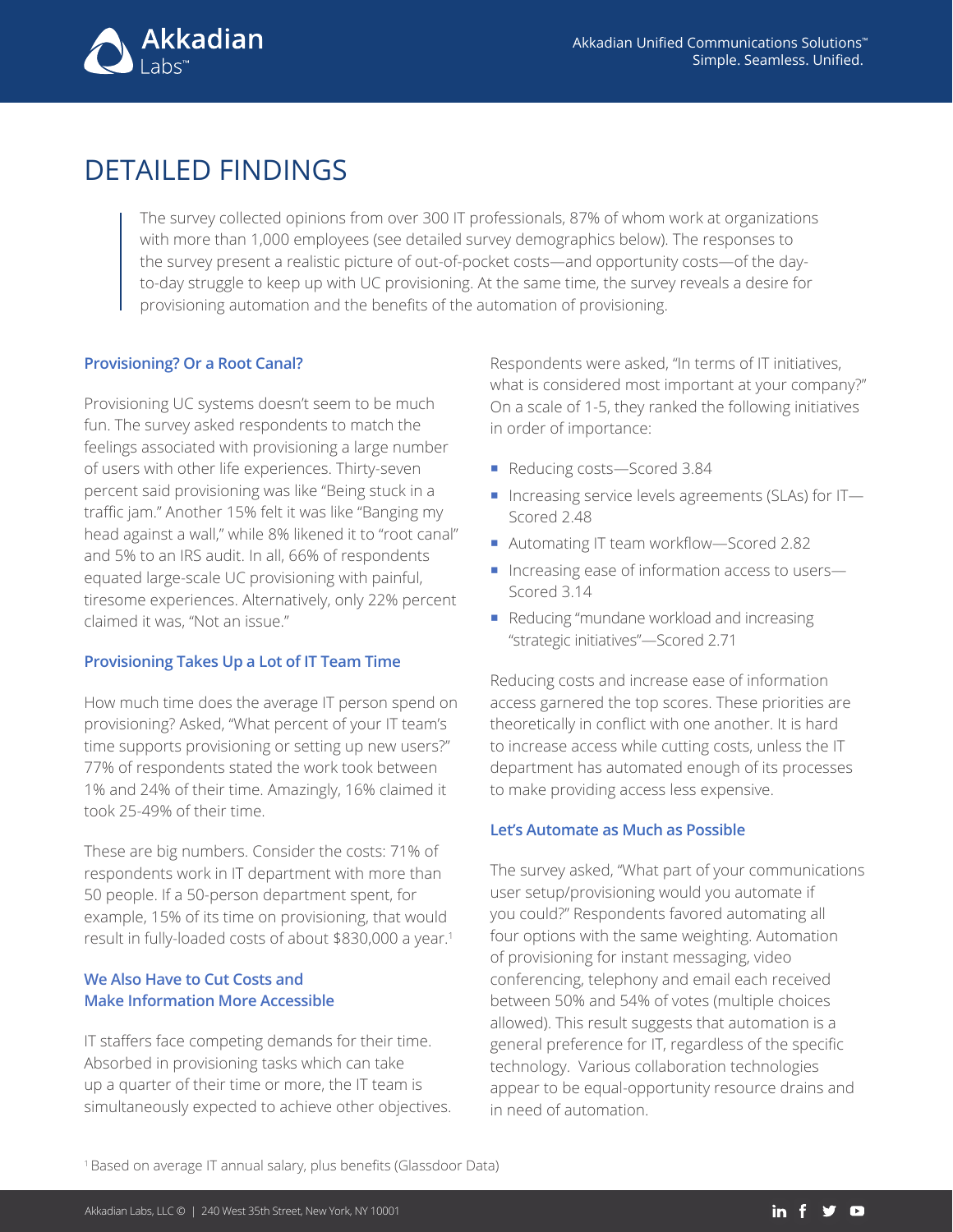# DETAILED FINDINGS

> The survey collected opinions from over 300 IT professionals, 87% of whom work at organizations with more than 1,000 employees (see detailed survey demographics below). The responses to the survey present a realistic picture of out-of-pocket costs—and opportunity costs—of the day-to-day struggle to keep up with UC provisioning. At the same time, the survey reveals a desire for provisioning automation and the benefits of the automation of provisioning.

### Provisioning? Or a Root Canal?

Provisioning UC systems doesn't seem to be much fun. The survey asked respondents to match the feelings associated with provisioning a large number of users with other life experiences. Thirty-seven percent said provisioning was like "Being stuck in a traffic jam." Another 15% felt it was like "Banging my head against a wall," while 8% likened it to "root canal" and 5% to an IRS audit. In all, 66% of respondents equated large-scale UC provisioning with painful, tiresome experiences. Alternatively, only 22% percent claimed it was, "Not an issue."

### Provisioning Takes Up a Lot of IT Team Time

How much time does the average IT person spend on provisioning? Asked, "What percent of your IT team's time supports provisioning or setting up new users?" 77% of respondents stated the work took between 1% and 24% of their time. Amazingly, 16% claimed it took 25-49% of their time.

These are big numbers. Consider the costs: 71% of respondents work in IT department with more than 50 people. If a 50-person department spent, for example, 15% of its time on provisioning, that would result in fully-loaded costs of about $830,000 a year.[1]

### We Also Have to Cut Costs and Make Information More Accessible

IT staffers face competing demands for their time. Absorbed in provisioning tasks which can take up a quarter of their time or more, the IT team is simultaneously expected to achieve other objectives.

Respondents were asked, "In terms of IT initiatives, what is considered most important at your company?" On a scale of 1-5, they ranked the following initiatives in order of importance:

- Reducing costs—Scored 3.84
- Increasing service levels agreements (SLAs) for IT—Scored 2.48
- Automating IT team workflow—Scored 2.82
- Increasing ease of information access to users—Scored 3.14
- Reducing "mundane workload and increasing "strategic initiatives"—Scored 2.71

Reducing costs and increase ease of information access garnered the top scores. These priorities are theoretically in conflict with one another. It is hard to increase access while cutting costs, unless the IT department has automated enough of its processes to make providing access less expensive.

### Let's Automate as Much as Possible

The survey asked, "What part of your communications user setup/provisioning would you automate if you could?" Respondents favored automating all four options with the same weighting. Automation of provisioning for instant messaging, video conferencing, telephony and email each received between 50% and 54% of votes (multiple choices allowed). This result suggests that automation is a general preference for IT, regardless of the specific technology. Various collaboration technologies appear to be equal-opportunity resource drains and in need of automation.

[1] Based on average IT annual salary, plus benefits (Glassdoor Data)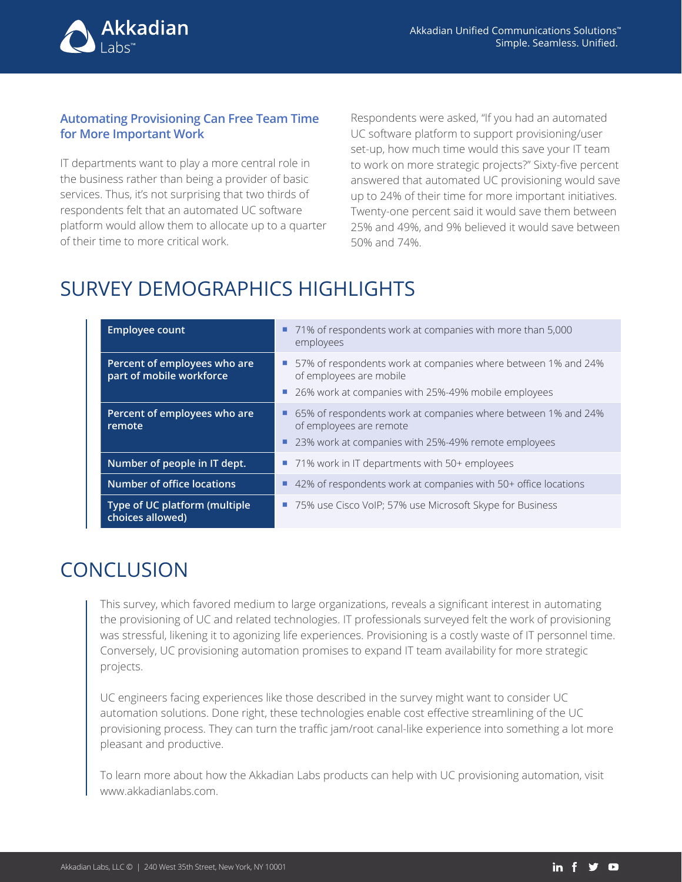### Automating Provisioning Can Free Team Time for More Important Work

IT departments want to play a more central role in the business rather than being a provider of basic services. Thus, it's not surprising that two thirds of respondents felt that an automated UC software platform would allow them to allocate up to a quarter of their time to more critical work.

Respondents were asked, "If you had an automated UC software platform to support provisioning/user set-up, how much time would this save your IT team to work on more strategic projects?" Sixty-five percent answered that automated UC provisioning would save up to 24% of their time for more important initiatives. Twenty-one percent said it would save them between 25% and 49%, and 9% believed it would save between 50% and 74%.

## SURVEY DEMOGRAPHICS HIGHLIGHTS

| | |
|---|---|
| **Employee count** | ■ 71% of respondents work at companies with more than 5,000 employees |
| **Percent of employees who are part of mobile workforce** | ■ 57% of respondents work at companies where between 1% and 24% of employees are mobile<br>■ 26% work at companies with 25%-49% mobile employees |
| **Percent of employees who are remote** | ■ 65% of respondents work at companies where between 1% and 24% of employees are remote<br>■ 23% work at companies with 25%-49% remote employees |
| **Number of people in IT dept.** | ■ 71% work in IT departments with 50+ employees |
| **Number of office locations** | ■ 42% of respondents work at companies with 50+ office locations |
| **Type of UC platform (multiple choices allowed)** | ■ 75% use Cisco VoIP; 57% use Microsoft Skype for Business |

## CONCLUSION

This survey, which favored medium to large organizations, reveals a significant interest in automating the provisioning of UC and related technologies. IT professionals surveyed felt the work of provisioning was stressful, likening it to agonizing life experiences. Provisioning is a costly waste of IT personnel time. Conversely, UC provisioning automation promises to expand IT team availability for more strategic projects.

UC engineers facing experiences like those described in the survey might want to consider UC automation solutions. Done right, these technologies enable cost effective streamlining of the UC provisioning process. They can turn the traffic jam/root canal-like experience into something a lot more pleasant and productive.

To learn more about how the Akkadian Labs products can help with UC provisioning automation, visit www.akkadianlabs.com.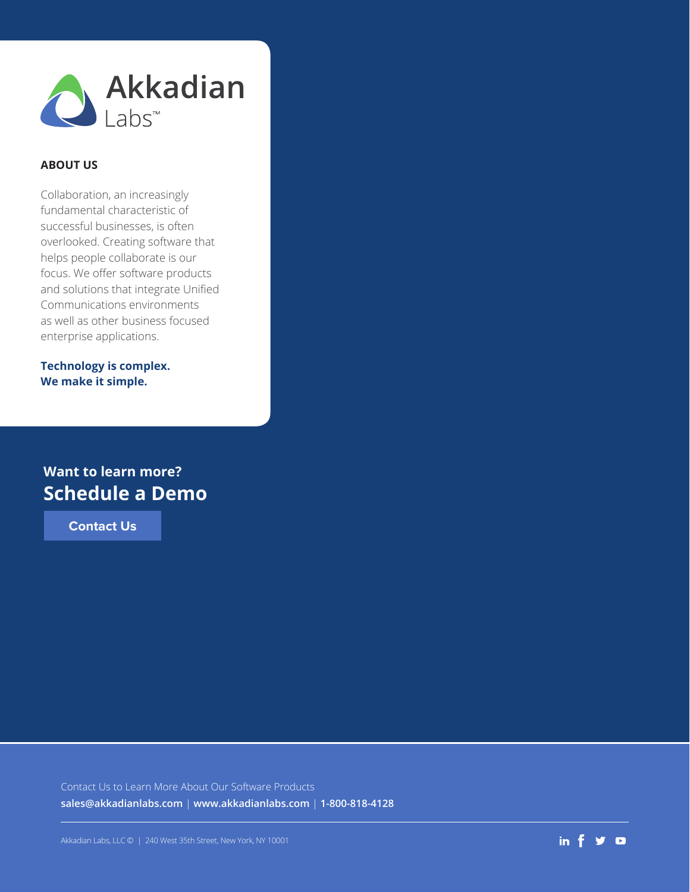Akkadian Labs™

## ABOUT US

Collaboration, an increasingly fundamental characteristic of successful businesses, is often overlooked. Creating software that helps people collaborate is our focus. We offer software products and solutions that integrate Unified Communications environments as well as other business focused enterprise applications.

**Technology is complex.**
**We make it simple.**

**Want to learn more?**

## Schedule a Demo

**Contact Us**

Contact Us to Learn More About Our Software Products

**sales@akkadianlabs.com** | **www.akkadianlabs.com** | **1-800-818-4128**

Akkadian Labs, LLC © | 240 West 35th Street, New York, NY 10001